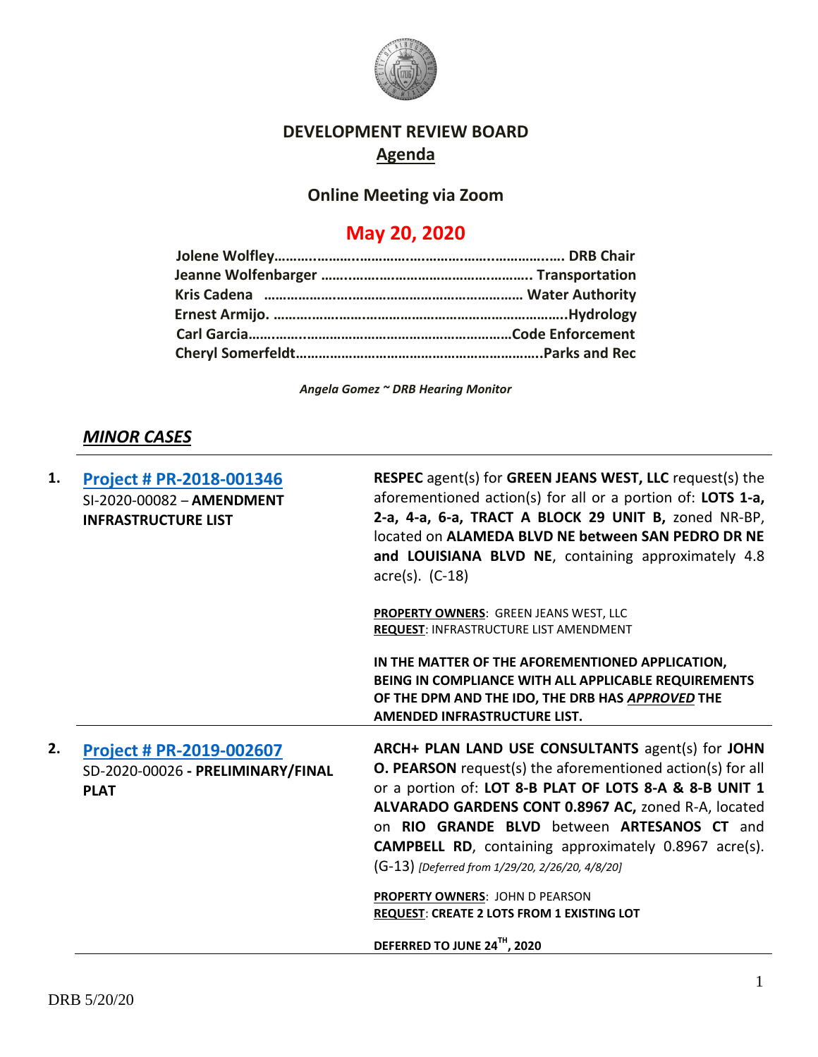# DEVELOPMENT REVIEW BOARD

## Agenda

### Online Meeting via Zoom

## May 20, 2020

**Jolene Wolfley………………………………………………………………. DRB Chair**
**Jeanne Wolfenbarger ……………………………………………. Transportation**
**Kris Cadena ……………………………………………………… Water Authority**
**Ernest Armijo. ……………………………………………………………….Hydrology**
**Carl Garcia……………………………………………………………Code Enforcement**
**Cheryl Somerfeldt……………………………………………………….Parks and Rec**

*Angela Gomez ~ DRB Hearing Monitor*

## *MINOR CASES*

| | | |
|---|---|---|
| **1.** | **Project # PR-2018-001346**<br>SI-2020-00082 – **AMENDMENT INFRASTRUCTURE LIST** | **RESPEC** agent(s) for **GREEN JEANS WEST, LLC** request(s) the aforementioned action(s) for all or a portion of: **LOTS 1-a, 2-a, 4-a, 6-a, TRACT A BLOCK 29 UNIT B,** zoned NR-BP, located on **ALAMEDA BLVD NE between SAN PEDRO DR NE and LOUISIANA BLVD NE**, containing approximately 4.8 acre(s). (C-18)<br><br>**PROPERTY OWNERS**: GREEN JEANS WEST, LLC<br>**REQUEST**: INFRASTRUCTURE LIST AMENDMENT<br><br>**IN THE MATTER OF THE AFOREMENTIONED APPLICATION, BEING IN COMPLIANCE WITH ALL APPLICABLE REQUIREMENTS OF THE DPM AND THE IDO, THE DRB HAS *APPROVED* THE AMENDED INFRASTRUCTURE LIST.** |
| **2.** | **Project # PR-2019-002607**<br>SD-2020-00026 **- PRELIMINARY/FINAL PLAT** | **ARCH+ PLAN LAND USE CONSULTANTS** agent(s) for **JOHN O. PEARSON** request(s) the aforementioned action(s) for all or a portion of: **LOT 8-B PLAT OF LOTS 8-A & 8-B UNIT 1 ALVARADO GARDENS CONT 0.8967 AC,** zoned R-A, located on **RIO GRANDE BLVD** between **ARTESANOS CT** and **CAMPBELL RD**, containing approximately 0.8967 acre(s). (G-13) *[Deferred from 1/29/20, 2/26/20, 4/8/20]*<br><br>**PROPERTY OWNERS**: JOHN D PEARSON<br>**REQUEST**: **CREATE 2 LOTS FROM 1 EXISTING LOT**<br><br>**DEFERRED TO JUNE 24TH, 2020** |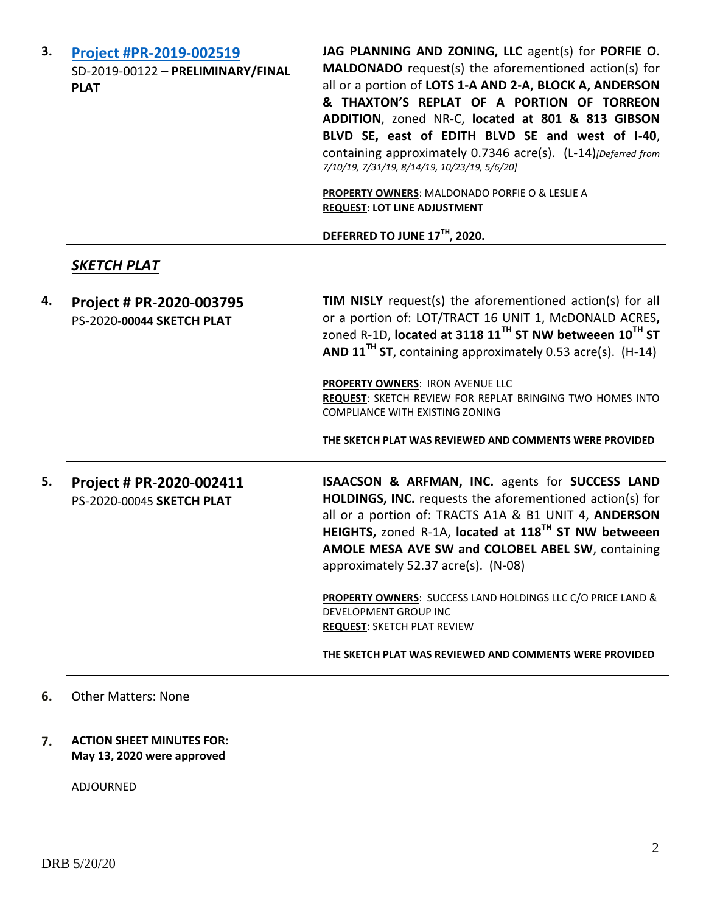**3.** **[Project #PR-2019-002519](#)**
SD-2019-00122 – **PRELIMINARY/FINAL PLAT**

**JAG PLANNING AND ZONING, LLC** agent(s) for **PORFIE O. MALDONADO** request(s) the aforementioned action(s) for all or a portion of **LOTS 1-A AND 2-A, BLOCK A, ANDERSON & THAXTON'S REPLAT OF A PORTION OF TORREON ADDITION**, zoned NR-C, **located at 801 & 813 GIBSON BLVD SE, east of EDITH BLVD SE and west of I-40**, containing approximately 0.7346 acre(s). (L-14)*[Deferred from 7/10/19, 7/31/19, 8/14/19, 10/23/19, 5/6/20]*

**PROPERTY OWNERS**: MALDONADO PORFIE O & LESLIE A
**REQUEST**: **LOT LINE ADJUSTMENT**

**DEFERRED TO JUNE 17TH, 2020.**

---

## ***SKETCH PLAT***

---

**4.** **Project # PR-2020-003795**
PS-2020-**00044 SKETCH PLAT**

**TIM NISLY** request(s) the aforementioned action(s) for all or a portion of: LOT/TRACT 16 UNIT 1, McDONALD ACRES**,** zoned R-1D, **located at 3118 11TH ST NW betweeen 10TH ST AND 11TH ST**, containing approximately 0.53 acre(s). (H-14)

**PROPERTY OWNERS**: IRON AVENUE LLC
**REQUEST**: SKETCH REVIEW FOR REPLAT BRINGING TWO HOMES INTO COMPLIANCE WITH EXISTING ZONING

**THE SKETCH PLAT WAS REVIEWED AND COMMENTS WERE PROVIDED**

---

**5.** **Project # PR-2020-002411**
PS-2020-00045 **SKETCH PLAT**

**ISAACSON & ARFMAN, INC.** agents for **SUCCESS LAND HOLDINGS, INC.** requests the aforementioned action(s) for all or a portion of: TRACTS A1A & B1 UNIT 4, **ANDERSON HEIGHTS,** zoned R-1A, **located at 118TH ST NW betweeen AMOLE MESA AVE SW and COLOBEL ABEL SW**, containing approximately 52.37 acre(s). (N-08)

**PROPERTY OWNERS**: SUCCESS LAND HOLDINGS LLC C/O PRICE LAND & DEVELOPMENT GROUP INC
**REQUEST**: SKETCH PLAT REVIEW

**THE SKETCH PLAT WAS REVIEWED AND COMMENTS WERE PROVIDED**

---

**6.** Other Matters: None

**7.** **ACTION SHEET MINUTES FOR: May 13, 2020 were approved**

ADJOURNED